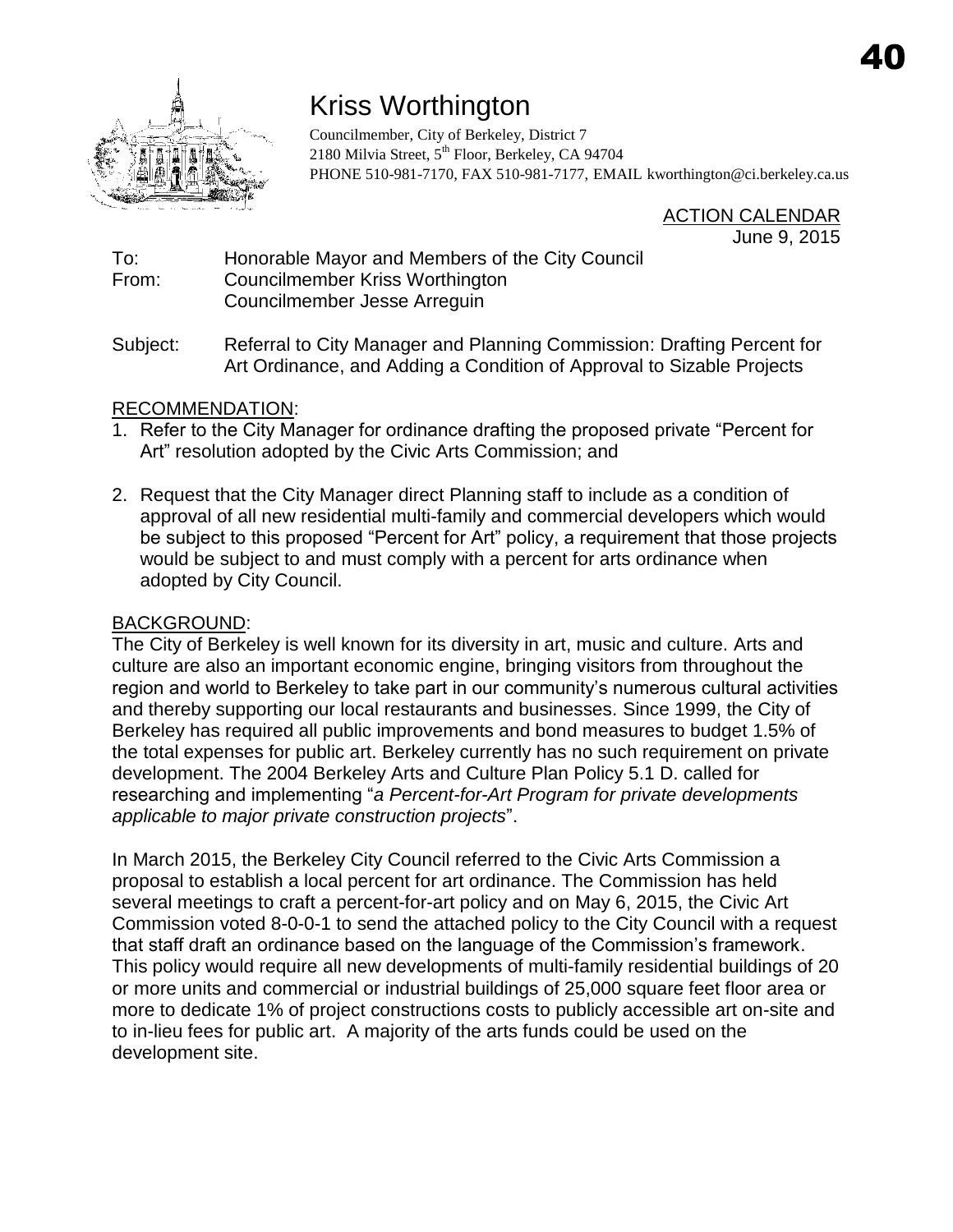# Kriss Worthington

Councilmember, City of Berkeley, District 7
2180 Milvia Street, 5th Floor, Berkeley, CA 94704
PHONE 510-981-7170, FAX 510-981-7177, EMAIL kworthington@ci.berkeley.ca.us

ACTION CALENDAR
June 9, 2015

To: Honorable Mayor and Members of the City Council
From: Councilmember Kriss Worthington
Councilmember Jesse Arreguin

Subject: Referral to City Manager and Planning Commission: Drafting Percent for Art Ordinance, and Adding a Condition of Approval to Sizable Projects

## RECOMMENDATION:

1. Refer to the City Manager for ordinance drafting the proposed private "Percent for Art" resolution adopted by the Civic Arts Commission; and

2. Request that the City Manager direct Planning staff to include as a condition of approval of all new residential multi-family and commercial developers which would be subject to this proposed "Percent for Art" policy, a requirement that those projects would be subject to and must comply with a percent for arts ordinance when adopted by City Council.

## BACKGROUND:

The City of Berkeley is well known for its diversity in art, music and culture. Arts and culture are also an important economic engine, bringing visitors from throughout the region and world to Berkeley to take part in our community's numerous cultural activities and thereby supporting our local restaurants and businesses. Since 1999, the City of Berkeley has required all public improvements and bond measures to budget 1.5% of the total expenses for public art. Berkeley currently has no such requirement on private development. The 2004 Berkeley Arts and Culture Plan Policy 5.1 D. called for researching and implementing "*a Percent-for-Art Program for private developments applicable to major private construction projects*".

In March 2015, the Berkeley City Council referred to the Civic Arts Commission a proposal to establish a local percent for art ordinance. The Commission has held several meetings to craft a percent-for-art policy and on May 6, 2015, the Civic Art Commission voted 8-0-0-1 to send the attached policy to the City Council with a request that staff draft an ordinance based on the language of the Commission's framework. This policy would require all new developments of multi-family residential buildings of 20 or more units and commercial or industrial buildings of 25,000 square feet floor area or more to dedicate 1% of project constructions costs to publicly accessible art on-site and to in-lieu fees for public art. A majority of the arts funds could be used on the development site.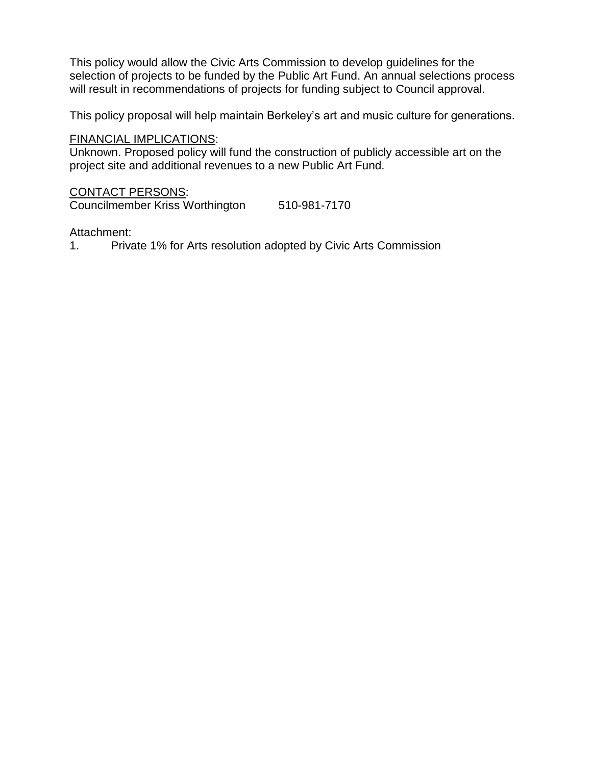This policy would allow the Civic Arts Commission to develop guidelines for the selection of projects to be funded by the Public Art Fund. An annual selections process will result in recommendations of projects for funding subject to Council approval.

This policy proposal will help maintain Berkeley's art and music culture for generations.

<u>FINANCIAL IMPLICATIONS</u>:
Unknown. Proposed policy will fund the construction of publicly accessible art on the project site and additional revenues to a new Public Art Fund.

<u>CONTACT PERSONS</u>:
Councilmember Kriss Worthington 510-981-7170

Attachment:
1. Private 1% for Arts resolution adopted by Civic Arts Commission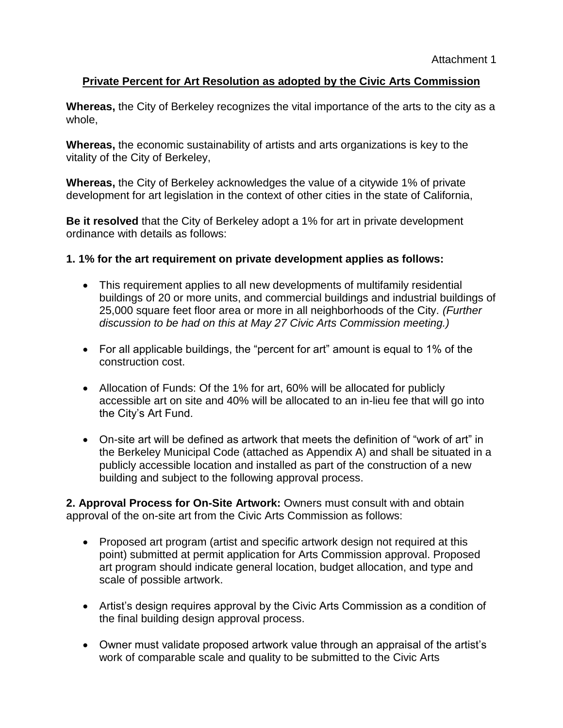Attachment 1

**Private Percent for Art Resolution as adopted by the Civic Arts Commission**

**Whereas,** the City of Berkeley recognizes the vital importance of the arts to the city as a whole,

**Whereas,** the economic sustainability of artists and arts organizations is key to the vitality of the City of Berkeley,

**Whereas,** the City of Berkeley acknowledges the value of a citywide 1% of private development for art legislation in the context of other cities in the state of California,

**Be it resolved** that the City of Berkeley adopt a 1% for art in private development ordinance with details as follows:

**1. 1% for the art requirement on private development applies as follows:**

- This requirement applies to all new developments of multifamily residential buildings of 20 or more units, and commercial buildings and industrial buildings of 25,000 square feet floor area or more in all neighborhoods of the City. *(Further discussion to be had on this at May 27 Civic Arts Commission meeting.)*

- For all applicable buildings, the "percent for art" amount is equal to 1% of the construction cost.

- Allocation of Funds: Of the 1% for art, 60% will be allocated for publicly accessible art on site and 40% will be allocated to an in-lieu fee that will go into the City's Art Fund.

- On-site art will be defined as artwork that meets the definition of "work of art" in the Berkeley Municipal Code (attached as Appendix A) and shall be situated in a publicly accessible location and installed as part of the construction of a new building and subject to the following approval process.

**2. Approval Process for On-Site Artwork:** Owners must consult with and obtain approval of the on-site art from the Civic Arts Commission as follows:

- Proposed art program (artist and specific artwork design not required at this point) submitted at permit application for Arts Commission approval. Proposed art program should indicate general location, budget allocation, and type and scale of possible artwork.

- Artist's design requires approval by the Civic Arts Commission as a condition of the final building design approval process.

- Owner must validate proposed artwork value through an appraisal of the artist's work of comparable scale and quality to be submitted to the Civic Arts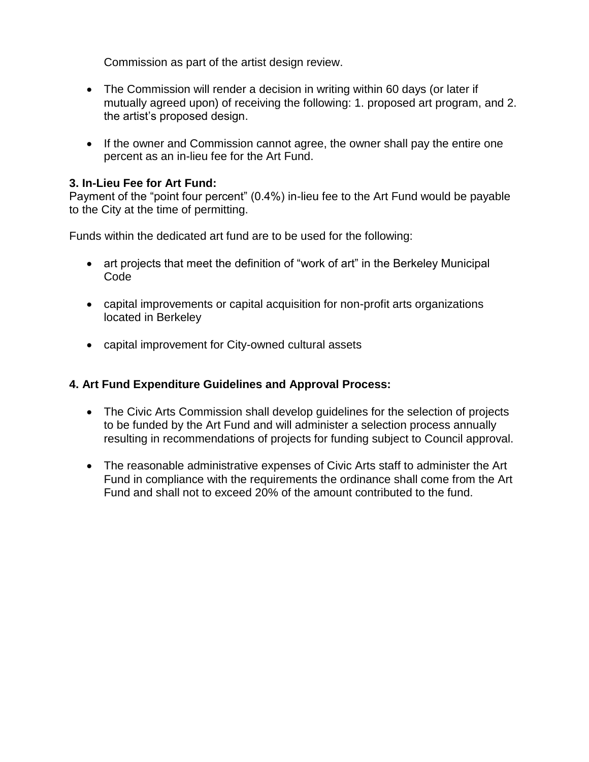Commission as part of the artist design review.

- The Commission will render a decision in writing within 60 days (or later if mutually agreed upon) of receiving the following: 1. proposed art program, and 2. the artist's proposed design.

- If the owner and Commission cannot agree, the owner shall pay the entire one percent as an in-lieu fee for the Art Fund.

**3. In-Lieu Fee for Art Fund:**
Payment of the "point four percent" (0.4%) in-lieu fee to the Art Fund would be payable to the City at the time of permitting.

Funds within the dedicated art fund are to be used for the following:

- art projects that meet the definition of "work of art" in the Berkeley Municipal Code

- capital improvements or capital acquisition for non-profit arts organizations located in Berkeley

- capital improvement for City-owned cultural assets

**4. Art Fund Expenditure Guidelines and Approval Process:**

- The Civic Arts Commission shall develop guidelines for the selection of projects to be funded by the Art Fund and will administer a selection process annually resulting in recommendations of projects for funding subject to Council approval.

- The reasonable administrative expenses of Civic Arts staff to administer the Art Fund in compliance with the requirements the ordinance shall come from the Art Fund and shall not to exceed 20% of the amount contributed to the fund.